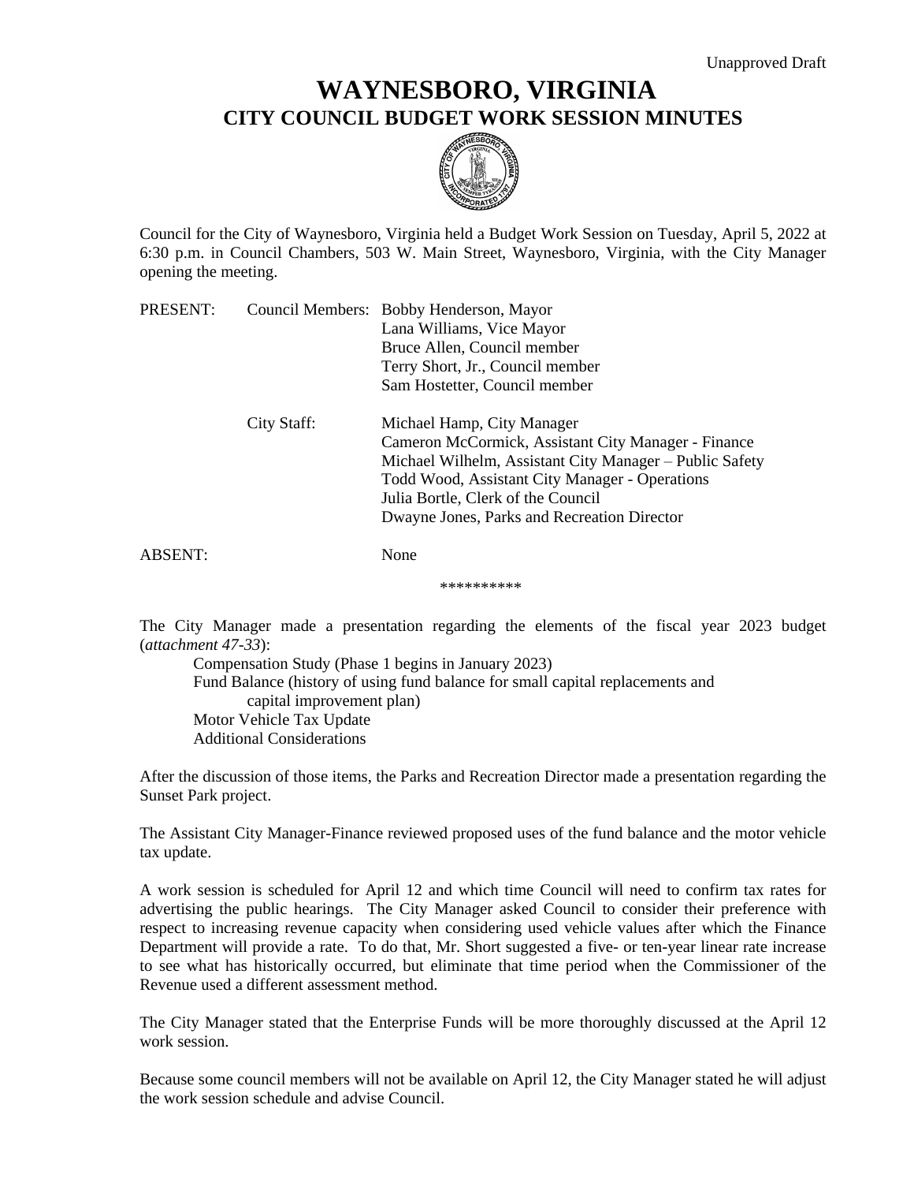Unapproved Draft

# WAYNESBORO, VIRGINIA
## CITY COUNCIL BUDGET WORK SESSION MINUTES

Council for the City of Waynesboro, Virginia held a Budget Work Session on Tuesday, April 5, 2022 at 6:30 p.m. in Council Chambers, 503 W. Main Street, Waynesboro, Virginia, with the City Manager opening the meeting.

| | | |
|---|---|---|
| PRESENT: | Council Members: | Bobby Henderson, Mayor |
| | | Lana Williams, Vice Mayor |
| | | Bruce Allen, Council member |
| | | Terry Short, Jr., Council member |
| | | Sam Hostetter, Council member |
| | City Staff: | Michael Hamp, City Manager |
| | | Cameron McCormick, Assistant City Manager - Finance |
| | | Michael Wilhelm, Assistant City Manager – Public Safety |
| | | Todd Wood, Assistant City Manager - Operations |
| | | Julia Bortle, Clerk of the Council |
| | | Dwayne Jones, Parks and Recreation Director |
| ABSENT: | | None |

**********

The City Manager made a presentation regarding the elements of the fiscal year 2023 budget (*attachment 47-33*):

- Compensation Study (Phase 1 begins in January 2023)
- Fund Balance (history of using fund balance for small capital replacements and capital improvement plan)
- Motor Vehicle Tax Update
- Additional Considerations

After the discussion of those items, the Parks and Recreation Director made a presentation regarding the Sunset Park project.

The Assistant City Manager-Finance reviewed proposed uses of the fund balance and the motor vehicle tax update.

A work session is scheduled for April 12 and which time Council will need to confirm tax rates for advertising the public hearings. The City Manager asked Council to consider their preference with respect to increasing revenue capacity when considering used vehicle values after which the Finance Department will provide a rate. To do that, Mr. Short suggested a five- or ten-year linear rate increase to see what has historically occurred, but eliminate that time period when the Commissioner of the Revenue used a different assessment method.

The City Manager stated that the Enterprise Funds will be more thoroughly discussed at the April 12 work session.

Because some council members will not be available on April 12, the City Manager stated he will adjust the work session schedule and advise Council.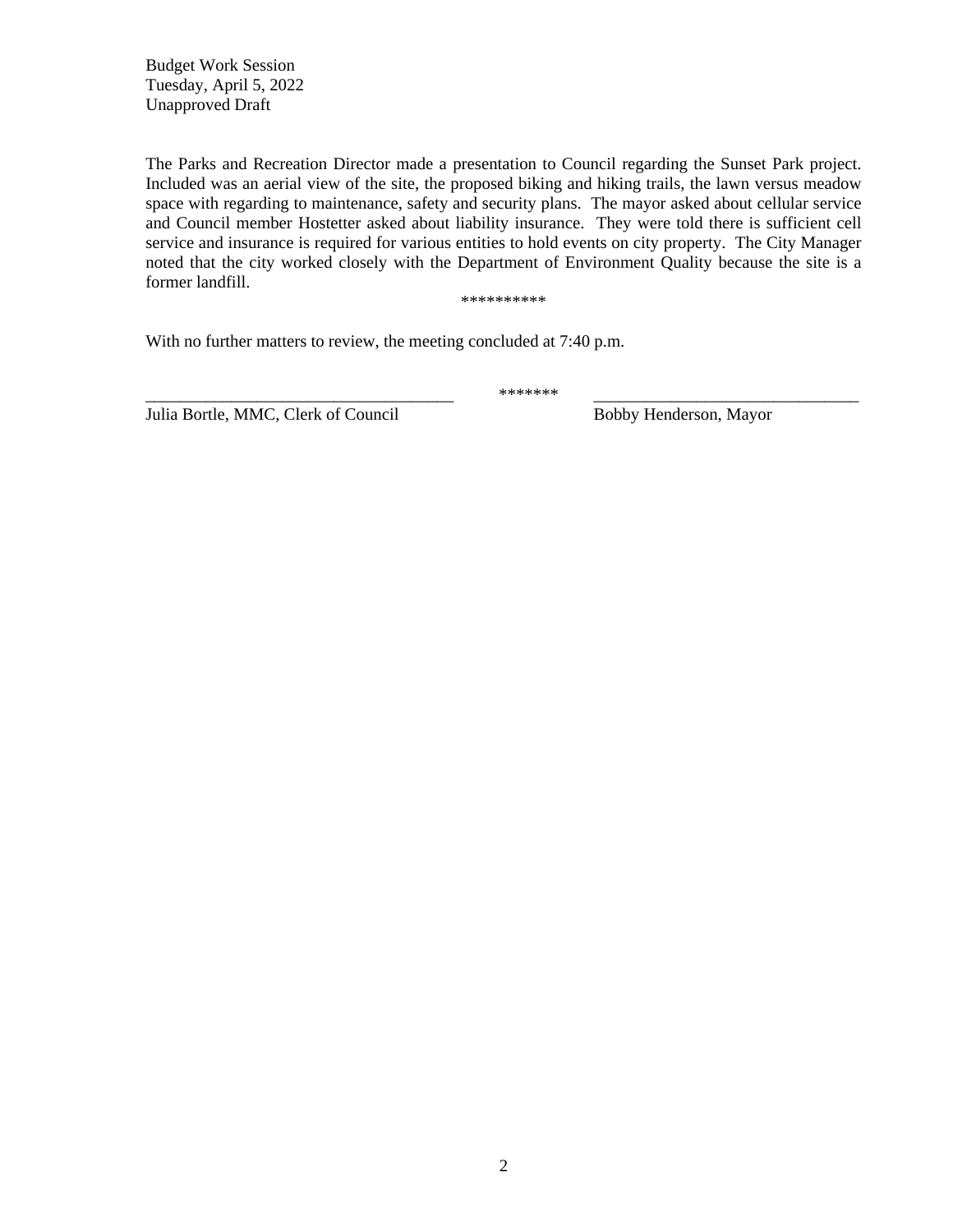The Parks and Recreation Director made a presentation to Council regarding the Sunset Park project. Included was an aerial view of the site, the proposed biking and hiking trails, the lawn versus meadow space with regarding to maintenance, safety and security plans. The mayor asked about cellular service and Council member Hostetter asked about liability insurance. They were told there is sufficient cell service and insurance is required for various entities to hold events on city property. The City Manager noted that the city worked closely with the Department of Environment Quality because the site is a former landfill.

**********

With no further matters to review, the meeting concluded at 7:40 p.m.

____________________________________ ******* ________________________________

Julia Bortle, MMC, Clerk of Council Bobby Henderson, Mayor